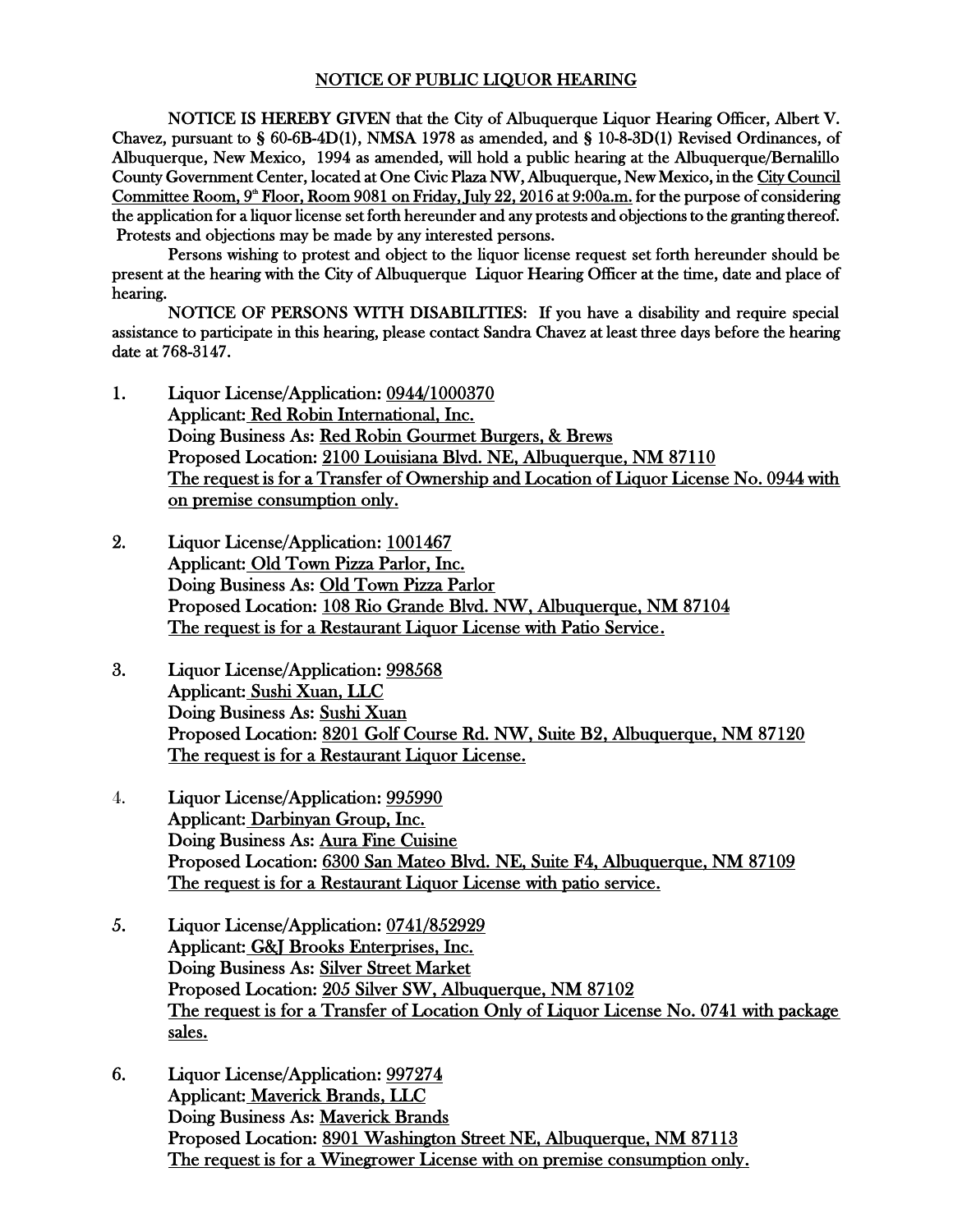# NOTICE OF PUBLIC LIQUOR HEARING

**NOTICE IS HEREBY GIVEN** that the City of Albuquerque Liquor Hearing Officer, Albert V. Chavez, pursuant to § 60-6B-4D(1), NMSA 1978 as amended, and § 10-8-3D(1) Revised Ordinances, of Albuquerque, New Mexico, 1994 as amended, will hold a public hearing at the Albuquerque/Bernalillo County Government Center, located at One Civic Plaza NW, Albuquerque, New Mexico, in the City Council Committee Room, 9th Floor, Room 9081 on Friday, July 22, 2016 at 9:00a.m. for the purpose of considering the application for a liquor license set forth hereunder and any protests and objections to the granting thereof. Protests and objections may be made by any interested persons.

Persons wishing to protest and object to the liquor license request set forth hereunder should be present at the hearing with the City of Albuquerque Liquor Hearing Officer at the time, date and place of hearing.

**NOTICE OF PERSONS WITH DISABILITIES:** If you have a disability and require special assistance to participate in this hearing, please contact Sandra Chavez at least three days before the hearing date at 768-3147.

1. Liquor License/Application: 0944/1000370
   Applicant: Red Robin International, Inc.
   Doing Business As: Red Robin Gourmet Burgers, & Brews
   Proposed Location: 2100 Louisiana Blvd. NE, Albuquerque, NM 87110
   The request is for a Transfer of Ownership and Location of Liquor License No. 0944 with on premise consumption only.

2. Liquor License/Application: 1001467
   Applicant: Old Town Pizza Parlor, Inc.
   Doing Business As: Old Town Pizza Parlor
   Proposed Location: 108 Rio Grande Blvd. NW, Albuquerque, NM 87104
   The request is for a Restaurant Liquor License with Patio Service.

3. Liquor License/Application: 998568
   Applicant: Sushi Xuan, LLC
   Doing Business As: Sushi Xuan
   Proposed Location: 8201 Golf Course Rd. NW, Suite B2, Albuquerque, NM 87120
   The request is for a Restaurant Liquor License.

4. Liquor License/Application: 995990
   Applicant: Darbinyan Group, Inc.
   Doing Business As: Aura Fine Cuisine
   Proposed Location: 6300 San Mateo Blvd. NE, Suite F4, Albuquerque, NM 87109
   The request is for a Restaurant Liquor License with patio service.

5. Liquor License/Application: 0741/852929
   Applicant: G&J Brooks Enterprises, Inc.
   Doing Business As: Silver Street Market
   Proposed Location: 205 Silver SW, Albuquerque, NM 87102
   The request is for a Transfer of Location Only of Liquor License No. 0741 with package sales.

6. Liquor License/Application: 997274
   Applicant: Maverick Brands, LLC
   Doing Business As: Maverick Brands
   Proposed Location: 8901 Washington Street NE, Albuquerque, NM 87113
   The request is for a Winegrower License with on premise consumption only.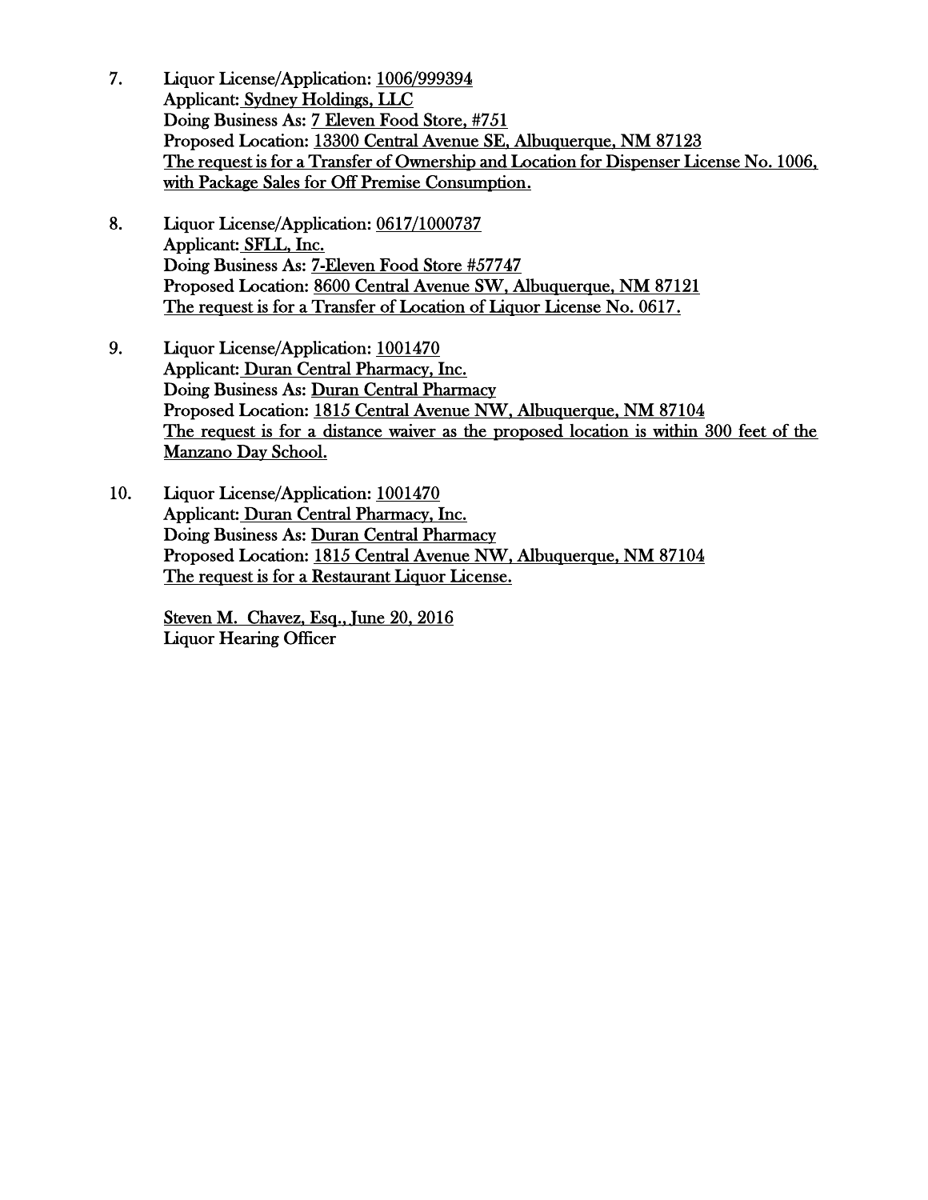7. Liquor License/Application: 1006/999394
   Applicant: Sydney Holdings, LLC
   Doing Business As: 7 Eleven Food Store, #751
   Proposed Location: 13300 Central Avenue SE, Albuquerque, NM 87123
   The request is for a Transfer of Ownership and Location for Dispenser License No. 1006, with Package Sales for Off Premise Consumption.

8. Liquor License/Application: 0617/1000737
   Applicant: SFLL, Inc.
   Doing Business As: 7-Eleven Food Store #57747
   Proposed Location: 8600 Central Avenue SW, Albuquerque, NM 87121
   The request is for a Transfer of Location of Liquor License No. 0617.

9. Liquor License/Application: 1001470
   Applicant: Duran Central Pharmacy, Inc.
   Doing Business As: Duran Central Pharmacy
   Proposed Location: 1815 Central Avenue NW, Albuquerque, NM 87104
   The request is for a distance waiver as the proposed location is within 300 feet of the Manzano Day School.

10. Liquor License/Application: 1001470
    Applicant: Duran Central Pharmacy, Inc.
    Doing Business As: Duran Central Pharmacy
    Proposed Location: 1815 Central Avenue NW, Albuquerque, NM 87104
    The request is for a Restaurant Liquor License.

Steven M. Chavez, Esq., June 20, 2016
Liquor Hearing Officer